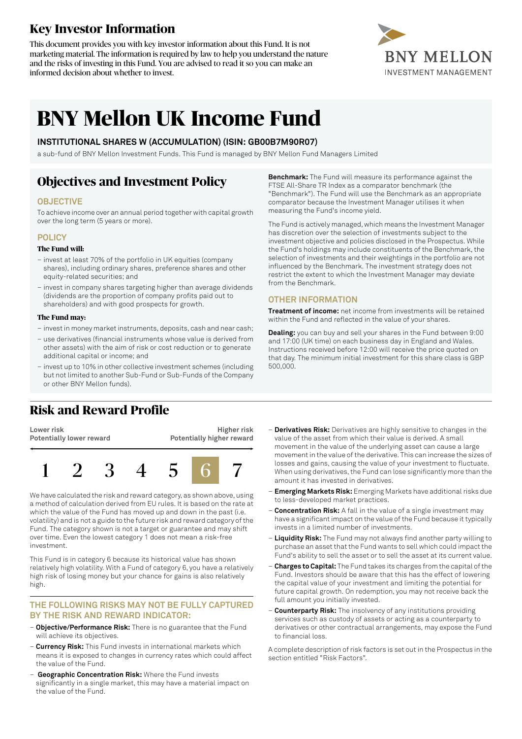# Key Investor Information

This document provides you with key investor information about this Fund. It is not marketing material. The information is required by law to help you understand the nature and the risks of investing in this Fund. You are advised to read it so you can make an informed decision about whether to invest.

BNY MELLON
INVESTMENT MANAGEMENT

# BNY Mellon UK Income Fund

**INSTITUTIONAL SHARES W (ACCUMULATION) (ISIN: GB00B7M90R07)**

a sub-fund of BNY Mellon Investment Funds. This Fund is managed by BNY Mellon Fund Managers Limited

## Objectives and Investment Policy

### OBJECTIVE

To achieve income over an annual period together with capital growth over the long term (5 years or more).

### POLICY

**The Fund will:**

– invest at least 70% of the portfolio in UK equities (company shares), including ordinary shares, preference shares and other equity-related securities; and

– invest in company shares targeting higher than average dividends (dividends are the proportion of company profits paid out to shareholders) and with good prospects for growth.

**The Fund may:**

– invest in money market instruments, deposits, cash and near cash;

– use derivatives (financial instruments whose value is derived from other assets) with the aim of risk or cost reduction or to generate additional capital or income; and

– invest up to 10% in other collective investment schemes (including but not limited to another Sub-Fund or Sub-Funds of the Company or other BNY Mellon funds).

**Benchmark:** The Fund will measure its performance against the FTSE All-Share TR Index as a comparator benchmark (the "Benchmark"). The Fund will use the Benchmark as an appropriate comparator because the Investment Manager utilises it when measuring the Fund's income yield.

The Fund is actively managed, which means the Investment Manager has discretion over the selection of investments subject to the investment objective and policies disclosed in the Prospectus. While the Fund's holdings may include constituents of the Benchmark, the selection of investments and their weightings in the portfolio are not influenced by the Benchmark. The investment strategy does not restrict the extent to which the Investment Manager may deviate from the Benchmark.

### OTHER INFORMATION

**Treatment of income:** net income from investments will be retained within the Fund and reflected in the value of your shares.

**Dealing:** you can buy and sell your shares in the Fund between 9:00 and 17:00 (UK time) on each business day in England and Wales. Instructions received before 12:00 will receive the price quoted on that day. The minimum initial investment for this share class is GBP 500,000.

## Risk and Reward Profile

| Lower risk<br>Potentially lower reward | | | | | | Higher risk<br>Potentially higher reward |
|---|---|---|---|---|---|---|
| 1 | 2 | 3 | 4 | 5 | **6** | 7 |

We have calculated the risk and reward category, as shown above, using a method of calculation derived from EU rules. It is based on the rate at which the value of the Fund has moved up and down in the past (i.e. volatility) and is not a guide to the future risk and reward category of the Fund. The category shown is not a target or guarantee and may shift over time. Even the lowest category 1 does not mean a risk-free investment.

This Fund is in category 6 because its historical value has shown relatively high volatility. With a Fund of category 6, you have a relatively high risk of losing money but your chance for gains is also relatively high.

### THE FOLLOWING RISKS MAY NOT BE FULLY CAPTURED BY THE RISK AND REWARD INDICATOR:

– **Objective/Performance Risk:** There is no guarantee that the Fund will achieve its objectives.

– **Currency Risk:** This Fund invests in international markets which means it is exposed to changes in currency rates which could affect the value of the Fund.

– **Geographic Concentration Risk:** Where the Fund invests significantly in a single market, this may have a material impact on the value of the Fund.

– **Derivatives Risk:** Derivatives are highly sensitive to changes in the value of the asset from which their value is derived. A small movement in the value of the underlying asset can cause a large movement in the value of the derivative. This can increase the sizes of losses and gains, causing the value of your investment to fluctuate. When using derivatives, the Fund can lose significantly more than the amount it has invested in derivatives.

– **Emerging Markets Risk:** Emerging Markets have additional risks due to less-developed market practices.

– **Concentration Risk:** A fall in the value of a single investment may have a significant impact on the value of the Fund because it typically invests in a limited number of investments.

– **Liquidity Risk:** The Fund may not always find another party willing to purchase an asset that the Fund wants to sell which could impact the Fund's ability to sell the asset or to sell the asset at its current value.

– **Charges to Capital:** The Fund takes its charges from the capital of the Fund. Investors should be aware that this has the effect of lowering the capital value of your investment and limiting the potential for future capital growth. On redemption, you may not receive back the full amount you initially invested.

– **Counterparty Risk:** The insolvency of any institutions providing services such as custody of assets or acting as a counterparty to derivatives or other contractual arrangements, may expose the Fund to financial loss.

A complete description of risk factors is set out in the Prospectus in the section entitled "Risk Factors".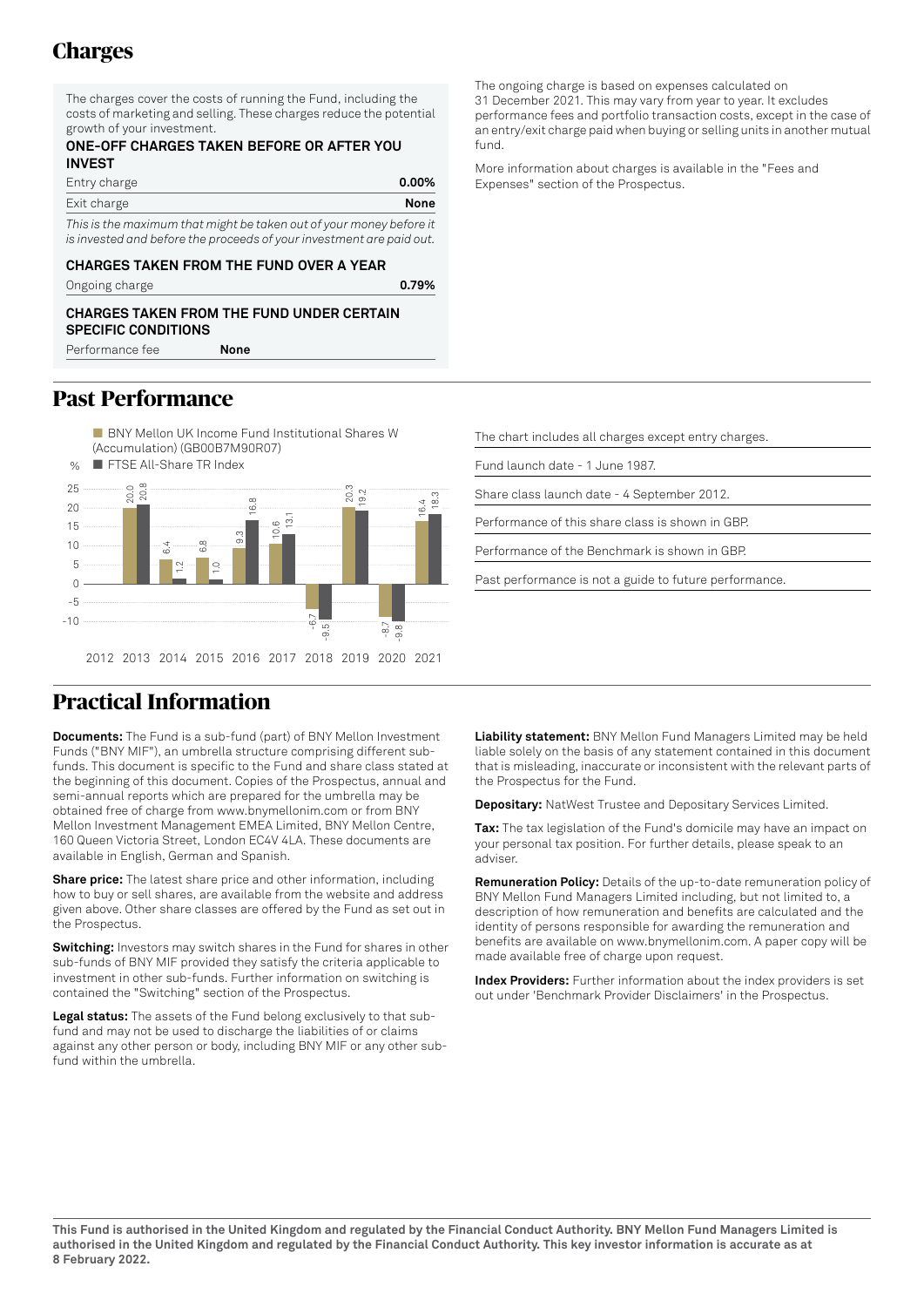## Charges

The charges cover the costs of running the Fund, including the costs of marketing and selling. These charges reduce the potential growth of your investment.

| ONE-OFF CHARGES TAKEN BEFORE OR AFTER YOU INVEST | |
|---|---|
| Entry charge | **0.00%** |
| Exit charge | **None** |

*This is the maximum that might be taken out of your money before it is invested and before the proceeds of your investment are paid out.*

| CHARGES TAKEN FROM THE FUND OVER A YEAR | |
|---|---|
| Ongoing charge | **0.79%** |

| CHARGES TAKEN FROM THE FUND UNDER CERTAIN SPECIFIC CONDITIONS | |
|---|---|
| Performance fee | **None** |

The ongoing charge is based on expenses calculated on 31 December 2021. This may vary from year to year. It excludes performance fees and portfolio transaction costs, except in the case of an entry/exit charge paid when buying or selling units in another mutual fund.

More information about charges is available in the "Fees and Expenses" section of the Prospectus.

## Past Performance

BNY Mellon UK Income Fund Institutional Shares W (Accumulation) (GB00B7M90R07)

FTSE All-Share TR Index

%

25
20
15
10
5
0
-5
-10

20.0 20.8
6.4 1.2
6.8 1.0
9.3 16.8
10.6 13.1
-6.7 -9.5
20.3 19.2
-8.7 -9.8
16.4 18.3

2012 2013 2014 2015 2016 2017 2018 2019 2020 2021

The chart includes all charges except entry charges.

Fund launch date - 1 June 1987.

Share class launch date - 4 September 2012.

Performance of this share class is shown in GBP.

Performance of the Benchmark is shown in GBP.

Past performance is not a guide to future performance.

## Practical Information

**Documents:** The Fund is a sub-fund (part) of BNY Mellon Investment Funds ("BNY MIF"), an umbrella structure comprising different sub-funds. This document is specific to the Fund and share class stated at the beginning of this document. Copies of the Prospectus, annual and semi-annual reports which are prepared for the umbrella may be obtained free of charge from www.bnymellonim.com or from BNY Mellon Investment Management EMEA Limited, BNY Mellon Centre, 160 Queen Victoria Street, London EC4V 4LA. These documents are available in English, German and Spanish.

**Share price:** The latest share price and other information, including how to buy or sell shares, are available from the website and address given above. Other share classes are offered by the Fund as set out in the Prospectus.

**Switching:** Investors may switch shares in the Fund for shares in other sub-funds of BNY MIF provided they satisfy the criteria applicable to investment in other sub-funds. Further information on switching is contained the "Switching" section of the Prospectus.

**Legal status:** The assets of the Fund belong exclusively to that sub-fund and may not be used to discharge the liabilities of or claims against any other person or body, including BNY MIF or any other sub-fund within the umbrella.

**Liability statement:** BNY Mellon Fund Managers Limited may be held liable solely on the basis of any statement contained in this document that is misleading, inaccurate or inconsistent with the relevant parts of the Prospectus for the Fund.

**Depositary:** NatWest Trustee and Depositary Services Limited.

**Tax:** The tax legislation of the Fund's domicile may have an impact on your personal tax position. For further details, please speak to an adviser.

**Remuneration Policy:** Details of the up-to-date remuneration policy of BNY Mellon Fund Managers Limited including, but not limited to, a description of how remuneration and benefits are calculated and the identity of persons responsible for awarding the remuneration and benefits are available on www.bnymellonim.com. A paper copy will be made available free of charge upon request.

**Index Providers:** Further information about the index providers is set out under 'Benchmark Provider Disclaimers' in the Prospectus.

**This Fund is authorised in the United Kingdom and regulated by the Financial Conduct Authority. BNY Mellon Fund Managers Limited is authorised in the United Kingdom and regulated by the Financial Conduct Authority. This key investor information is accurate as at 8 February 2022.**